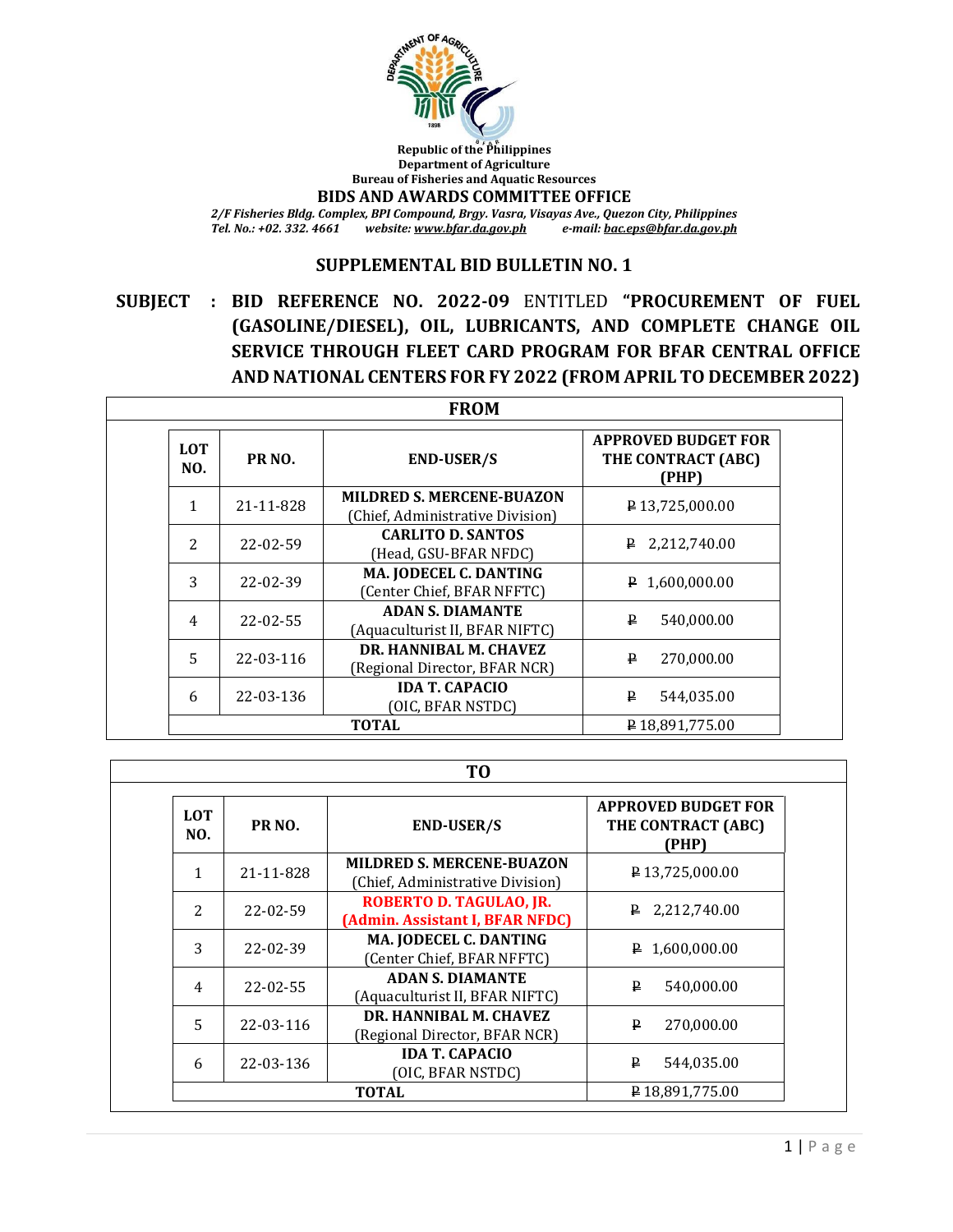Republic of the Philippines
Department of Agriculture
Bureau of Fisheries and Aquatic Resources

**BIDS AND AWARDS COMMITTEE OFFICE**

*2/F Fisheries Bldg. Complex, BPI Compound, Brgy. Vasra, Visayas Ave., Quezon City, Philippines*
*Tel. No.: +02. 332. 4661 website: www.bfar.da.gov.ph e-mail: bac.eps@bfar.da.gov.ph*

## SUPPLEMENTAL BID BULLETIN NO. 1

**SUBJECT : BID REFERENCE NO. 2022-09** ENTITLED **"PROCUREMENT OF FUEL (GASOLINE/DIESEL), OIL, LUBRICANTS, AND COMPLETE CHANGE OIL SERVICE THROUGH FLEET CARD PROGRAM FOR BFAR CENTRAL OFFICE AND NATIONAL CENTERS FOR FY 2022 (FROM APRIL TO DECEMBER 2022)**

**FROM**

| LOT NO. | PR NO. | END-USER/S | APPROVED BUDGET FOR THE CONTRACT (ABC) (PHP) |
|---|---|---|---|
| 1 | 21-11-828 | **MILDRED S. MERCENE-BUAZON** (Chief, Administrative Division) | ₱ 13,725,000.00 |
| 2 | 22-02-59 | **CARLITO D. SANTOS** (Head, GSU-BFAR NFDC) | ₱ 2,212,740.00 |
| 3 | 22-02-39 | **MA. JODECEL C. DANTING** (Center Chief, BFAR NFFTC) | ₱ 1,600,000.00 |
| 4 | 22-02-55 | **ADAN S. DIAMANTE** (Aquaculturist II, BFAR NIFTC) | ₱ 540,000.00 |
| 5 | 22-03-116 | **DR. HANNIBAL M. CHAVEZ** (Regional Director, BFAR NCR) | ₱ 270,000.00 |
| 6 | 22-03-136 | **IDA T. CAPACIO** (OIC, BFAR NSTDC) | ₱ 544,035.00 |
| **TOTAL** | | | ₱ 18,891,775.00 |

**TO**

| LOT NO. | PR NO. | END-USER/S | APPROVED BUDGET FOR THE CONTRACT (ABC) (PHP) |
|---|---|---|---|
| 1 | 21-11-828 | **MILDRED S. MERCENE-BUAZON** (Chief, Administrative Division) | ₱ 13,725,000.00 |
| 2 | 22-02-59 | **ROBERTO D. TAGULAO, JR. (Admin. Assistant I, BFAR NFDC)** | ₱ 2,212,740.00 |
| 3 | 22-02-39 | **MA. JODECEL C. DANTING** (Center Chief, BFAR NFFTC) | ₱ 1,600,000.00 |
| 4 | 22-02-55 | **ADAN S. DIAMANTE** (Aquaculturist II, BFAR NIFTC) | ₱ 540,000.00 |
| 5 | 22-03-116 | **DR. HANNIBAL M. CHAVEZ** (Regional Director, BFAR NCR) | ₱ 270,000.00 |
| 6 | 22-03-136 | **IDA T. CAPACIO** (OIC, BFAR NSTDC) | ₱ 544,035.00 |
| **TOTAL** | | | ₱ 18,891,775.00 |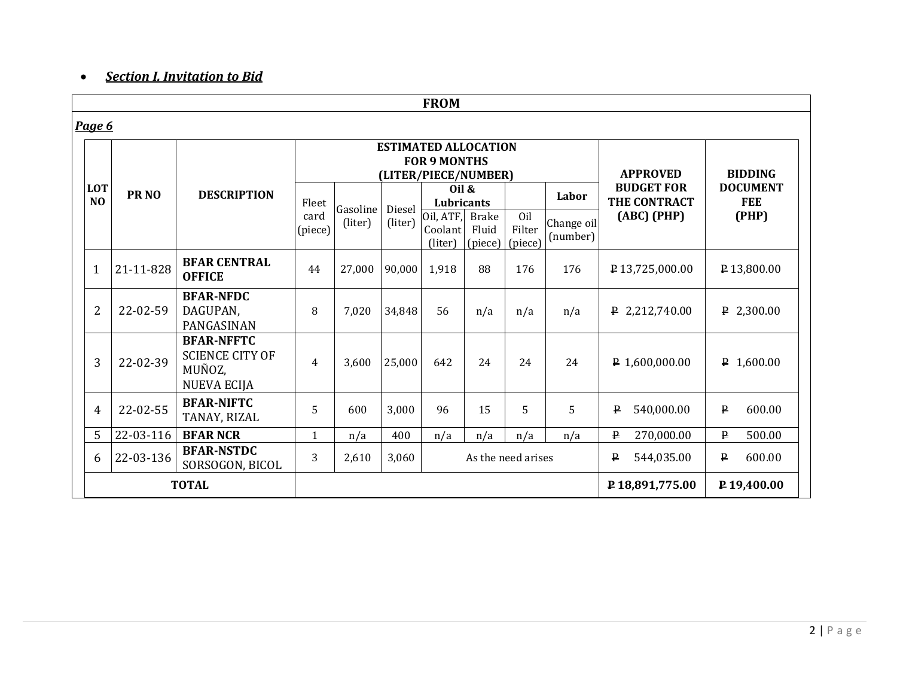- ***Section I. Invitation to Bid***

**FROM**

***Page 6***

| LOT NO | PR NO | DESCRIPTION | ESTIMATED ALLOCATION FOR 9 MONTHS (LITER/PIECE/NUMBER) | | | | | | | APPROVED BUDGET FOR THE CONTRACT (ABC) (PHP) | BIDDING DOCUMENT FEE (PHP) |
|---|---|---|---|---|---|---|---|---|---|---|---|
| | | | Fleet card (piece) | Gasoline (liter) | Diesel (liter) | Oil & Lubricants | | | Labor | | |
| | | | | | | Oil, ATF, Coolant (liter) | Brake Fluid (piece) | Oil Filter (piece) | Change oil (number) | | |
| 1 | 21-11-828 | **BFAR CENTRAL OFFICE** | 44 | 27,000 | 90,000 | 1,918 | 88 | 176 | 176 | ₱ 13,725,000.00 | ₱ 13,800.00 |
| 2 | 22-02-59 | **BFAR-NFDC** DAGUPAN, PANGASINAN | 8 | 7,020 | 34,848 | 56 | n/a | n/a | n/a | ₱ 2,212,740.00 | ₱ 2,300.00 |
| 3 | 22-02-39 | **BFAR-NFFTC** SCIENCE CITY OF MUÑOZ, NUEVA ECIJA | 4 | 3,600 | 25,000 | 642 | 24 | 24 | 24 | ₱ 1,600,000.00 | ₱ 1,600.00 |
| 4 | 22-02-55 | **BFAR-NIFTC** TANAY, RIZAL | 5 | 600 | 3,000 | 96 | 15 | 5 | 5 | ₱ 540,000.00 | ₱ 600.00 |
| 5 | 22-03-116 | **BFAR NCR** | 1 | n/a | 400 | n/a | n/a | n/a | n/a | ₱ 270,000.00 | ₱ 500.00 |
| 6 | 22-03-136 | **BFAR-NSTDC** SORSOGON, BICOL | 3 | 2,610 | 3,060 | As the need arises | | | | ₱ 544,035.00 | ₱ 600.00 |
| **TOTAL** | | | | | | | | | | **₱ 18,891,775.00** | **₱ 19,400.00** |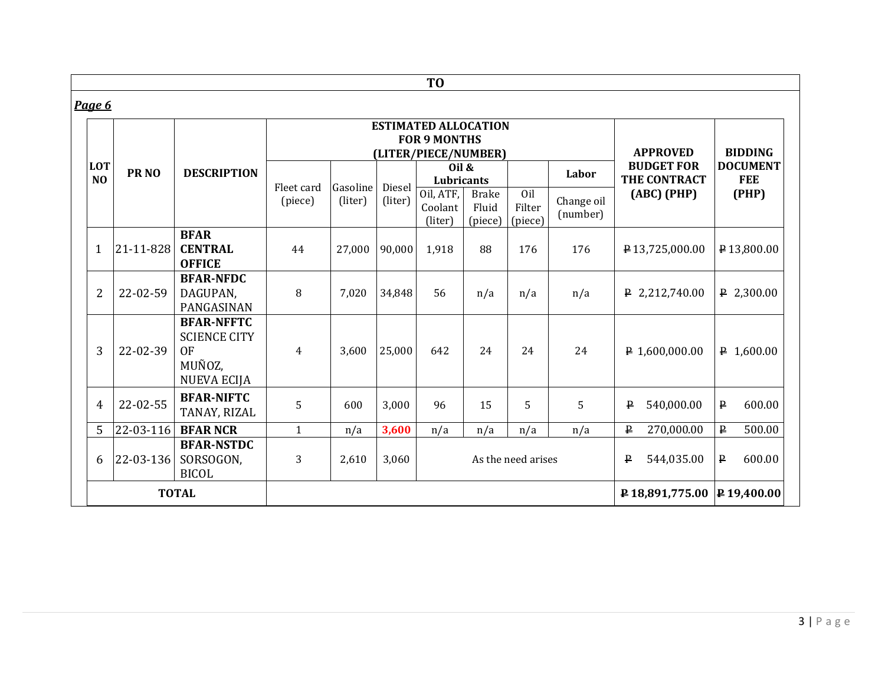**TO**

***Page 6***

| LOT NO | PR NO | DESCRIPTION | ESTIMATED ALLOCATION FOR 9 MONTHS (LITER/PIECE/NUMBER) | | | | | | | APPROVED BUDGET FOR THE CONTRACT (ABC) (PHP) | BIDDING DOCUMENT FEE (PHP) |
|---|---|---|---|---|---|---|---|---|---|---|---|
| | | | Fleet card (piece) | Gasoline (liter) | Diesel (liter) | Oil & Lubricants | | | Labor | | |
| | | | | | | Oil, ATF, Coolant (liter) | Brake Fluid (piece) | Oil Filter (piece) | Change oil (number) | | |
| 1 | 21-11-828 | **BFAR CENTRAL OFFICE** | 44 | 27,000 | 90,000 | 1,918 | 88 | 176 | 176 | ₱13,725,000.00 | ₱13,800.00 |
| 2 | 22-02-59 | **BFAR-NFDC** DAGUPAN, PANGASINAN | 8 | 7,020 | 34,848 | 56 | n/a | n/a | n/a | ₱ 2,212,740.00 | ₱ 2,300.00 |
| 3 | 22-02-39 | **BFAR-NFFTC** SCIENCE CITY OF MUÑOZ, NUEVA ECIJA | 4 | 3,600 | 25,000 | 642 | 24 | 24 | 24 | ₱ 1,600,000.00 | ₱ 1,600.00 |
| 4 | 22-02-55 | **BFAR-NIFTC** TANAY, RIZAL | 5 | 600 | 3,000 | 96 | 15 | 5 | 5 | ₱ 540,000.00 | ₱ 600.00 |
| 5 | 22-03-116 | **BFAR NCR** | 1 | n/a | **3,600** | n/a | n/a | n/a | n/a | ₱ 270,000.00 | ₱ 500.00 |
| 6 | 22-03-136 | **BFAR-NSTDC** SORSOGON, BICOL | 3 | 2,610 | 3,060 | As the need arises | | | | ₱ 544,035.00 | ₱ 600.00 |
| **TOTAL** | | | | | | | | | | **₱18,891,775.00** | **₱19,400.00** |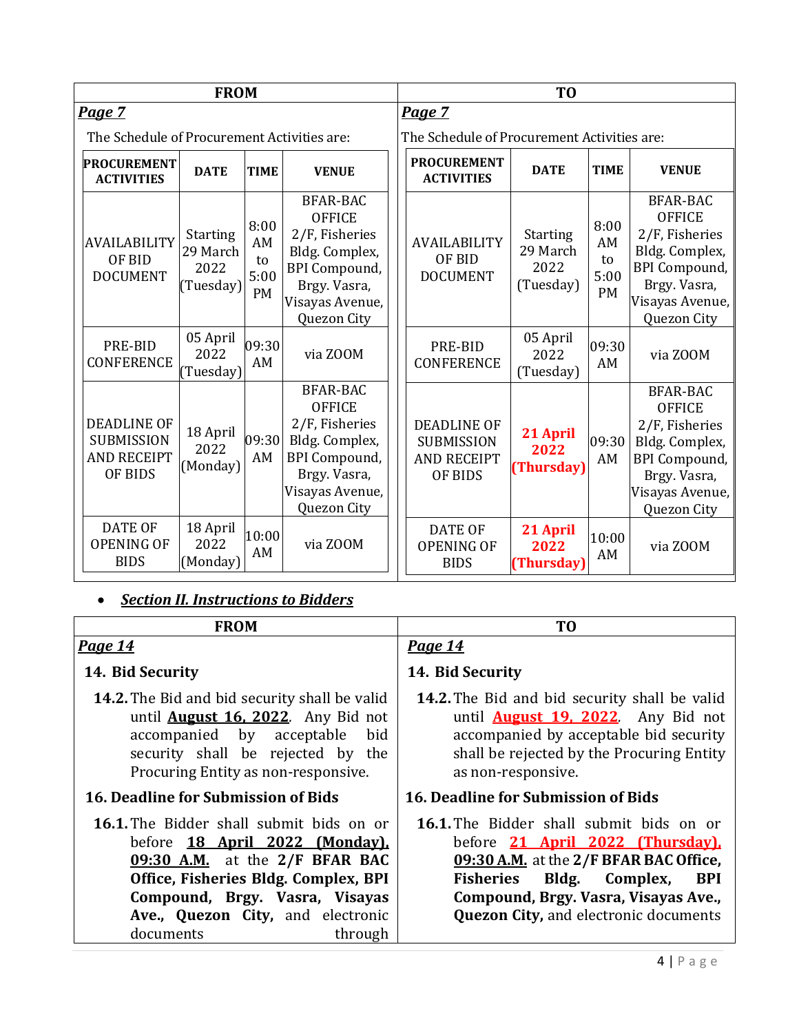| FROM | TO |
|---|---|
| ***Page 7*** | ***Page 7*** |
| The Schedule of Procurement Activities are: | The Schedule of Procurement Activities are: |

**FROM:**

| PROCUREMENT ACTIVITIES | DATE | TIME | VENUE |
|---|---|---|---|
| AVAILABILITY OF BID DOCUMENT | Starting 29 March 2022 (Tuesday) | 8:00 AM to 5:00 PM | BFAR-BAC OFFICE 2/F, Fisheries Bldg. Complex, BPI Compound, Brgy. Vasra, Visayas Avenue, Quezon City |
| PRE-BID CONFERENCE | 05 April 2022 (Tuesday) | 09:30 AM | via ZOOM |
| DEADLINE OF SUBMISSION AND RECEIPT OF BIDS | 18 April 2022 (Monday) | 09:30 AM | BFAR-BAC OFFICE 2/F, Fisheries Bldg. Complex, BPI Compound, Brgy. Vasra, Visayas Avenue, Quezon City |
| DATE OF OPENING OF BIDS | 18 April 2022 (Monday) | 10:00 AM | via ZOOM |

**TO:**

| PROCUREMENT ACTIVITIES | DATE | TIME | VENUE |
|---|---|---|---|
| AVAILABILITY OF BID DOCUMENT | Starting 29 March 2022 (Tuesday) | 8:00 AM to 5:00 PM | BFAR-BAC OFFICE 2/F, Fisheries Bldg. Complex, BPI Compound, Brgy. Vasra, Visayas Avenue, Quezon City |
| PRE-BID CONFERENCE | 05 April 2022 (Tuesday) | 09:30 AM | via ZOOM |
| DEADLINE OF SUBMISSION AND RECEIPT OF BIDS | **21 April 2022 (Thursday)** | 09:30 AM | BFAR-BAC OFFICE 2/F, Fisheries Bldg. Complex, BPI Compound, Brgy. Vasra, Visayas Avenue, Quezon City |
| DATE OF OPENING OF BIDS | **21 April 2022 (Thursday)** | 10:00 AM | via ZOOM |

- ***Section II. Instructions to Bidders***

| FROM | TO |
|---|---|
| ***Page 14*** | ***Page 14*** |
| **14. Bid Security** | **14. Bid Security** |
| **14.2.** The Bid and bid security shall be valid until **August 16, 2022**. Any Bid not accompanied by acceptable bid security shall be rejected by the Procuring Entity as non-responsive. | **14.2.** The Bid and bid security shall be valid until **August 19, 2022**. Any Bid not accompanied by acceptable bid security shall be rejected by the Procuring Entity as non-responsive. |
| **16. Deadline for Submission of Bids** | **16. Deadline for Submission of Bids** |
| **16.1.** The Bidder shall submit bids on or before **18 April 2022 (Monday), 09:30 A.M.** at the **2/F BFAR BAC Office, Fisheries Bldg. Complex, BPI Compound, Brgy. Vasra, Visayas Ave., Quezon City,** and electronic documents through | **16.1.** The Bidder shall submit bids on or before **21 April 2022 (Thursday), 09:30 A.M.** at the **2/F BFAR BAC Office, Fisheries Bldg. Complex, BPI Compound, Brgy. Vasra, Visayas Ave., Quezon City,** and electronic documents |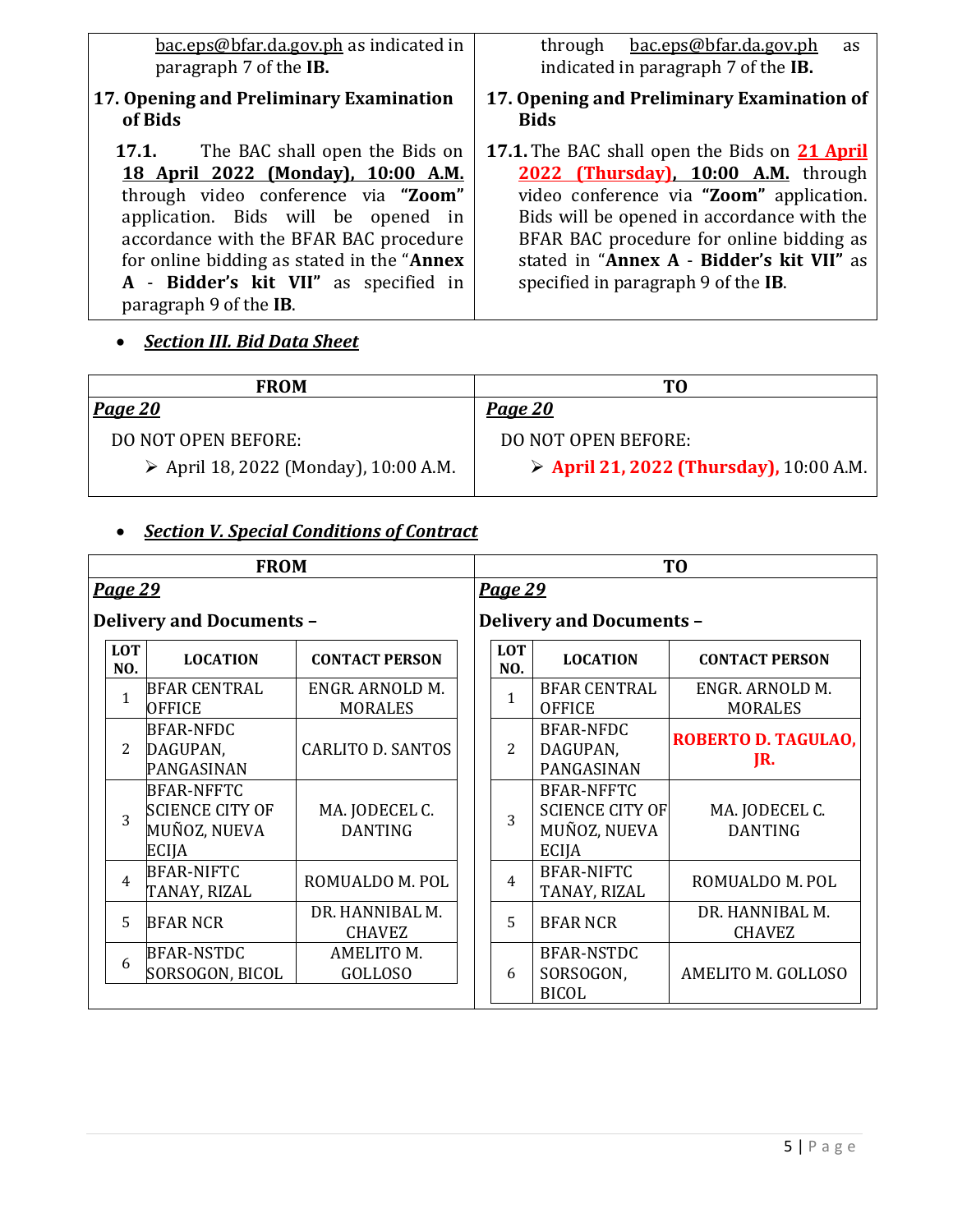| | |
|---|---|
| bac.eps@bfar.da.gov.ph as indicated in paragraph 7 of the **IB.** | through bac.eps@bfar.da.gov.ph as indicated in paragraph 7 of the **IB.** |
| **17. Opening and Preliminary Examination of Bids** | **17. Opening and Preliminary Examination of Bids** |
| **17.1.** The BAC shall open the Bids on **18 April 2022 (Monday), 10:00 A.M.** through video conference via **"Zoom"** application. Bids will be opened in accordance with the BFAR BAC procedure for online bidding as stated in the "**Annex A - Bidder's kit VII"** as specified in paragraph 9 of the **IB**. | **17.1.** The BAC shall open the Bids on **21 April 2022 (Thursday), 10:00 A.M.** through video conference via **"Zoom"** application. Bids will be opened in accordance with the BFAR BAC procedure for online bidding as stated in "**Annex A - Bidder's kit VII"** as specified in paragraph 9 of the **IB**. |

- ***Section III. Bid Data Sheet***

| FROM | TO |
|---|---|
| ***Page 20*** | ***Page 20*** |
| DO NOT OPEN BEFORE:<br>➢ April 18, 2022 (Monday), 10:00 A.M. | DO NOT OPEN BEFORE:<br>➢ **April 21, 2022 (Thursday),** 10:00 A.M. |

- ***Section V. Special Conditions of Contract***

**FROM**

***Page 29***

**Delivery and Documents –**

| LOT NO. | LOCATION | CONTACT PERSON |
|---|---|---|
| 1 | BFAR CENTRAL OFFICE | ENGR. ARNOLD M. MORALES |
| 2 | BFAR-NFDC DAGUPAN, PANGASINAN | CARLITO D. SANTOS |
| 3 | BFAR-NFFTC SCIENCE CITY OF MUÑOZ, NUEVA ECIJA | MA. JODECEL C. DANTING |
| 4 | BFAR-NIFTC TANAY, RIZAL | ROMUALDO M. POL |
| 5 | BFAR NCR | DR. HANNIBAL M. CHAVEZ |
| 6 | BFAR-NSTDC SORSOGON, BICOL | AMELITO M. GOLLOSO |

**TO**

***Page 29***

**Delivery and Documents –**

| LOT NO. | LOCATION | CONTACT PERSON |
|---|---|---|
| 1 | BFAR CENTRAL OFFICE | ENGR. ARNOLD M. MORALES |
| 2 | BFAR-NFDC DAGUPAN, PANGASINAN | **ROBERTO D. TAGULAO, JR.** |
| 3 | BFAR-NFFTC SCIENCE CITY OF MUÑOZ, NUEVA ECIJA | MA. JODECEL C. DANTING |
| 4 | BFAR-NIFTC TANAY, RIZAL | ROMUALDO M. POL |
| 5 | BFAR NCR | DR. HANNIBAL M. CHAVEZ |
| 6 | BFAR-NSTDC SORSOGON, BICOL | AMELITO M. GOLLOSO |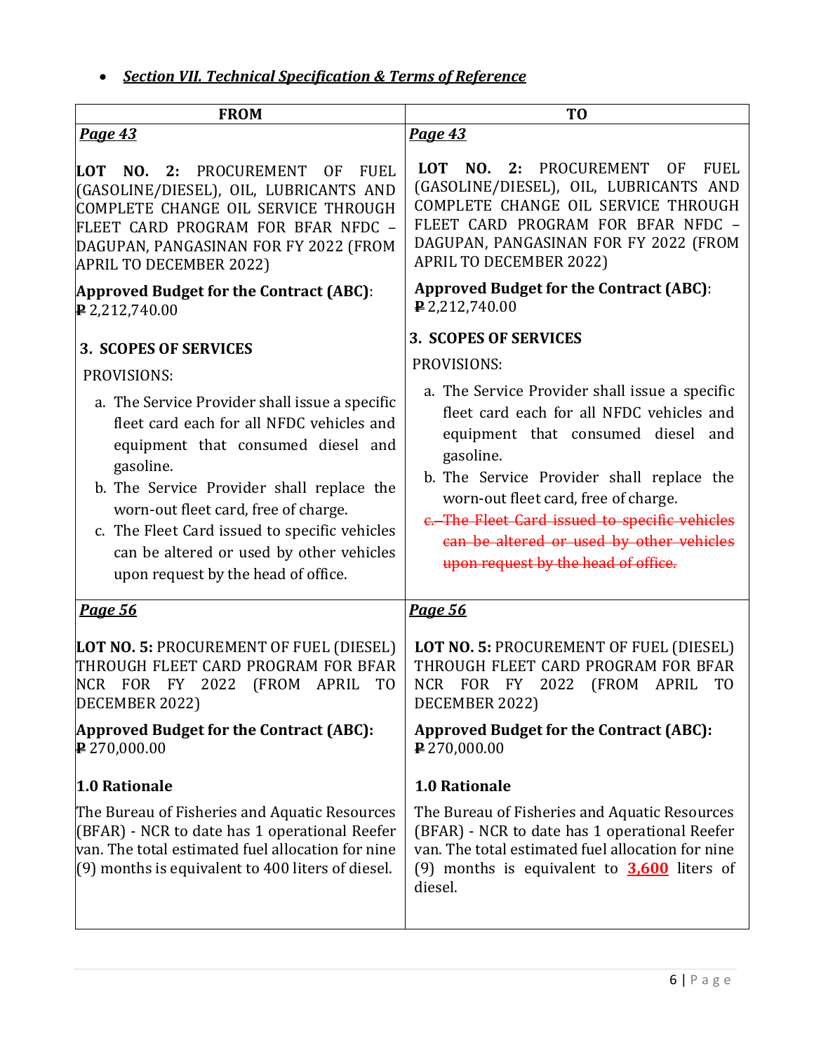- ***Section VII. Technical Specification & Terms of Reference***

| FROM | TO |
| --- | --- |
| ***Page 43***<br><br>**LOT NO. 2:** PROCUREMENT OF FUEL (GASOLINE/DIESEL), OIL, LUBRICANTS AND COMPLETE CHANGE OIL SERVICE THROUGH FLEET CARD PROGRAM FOR BFAR NFDC – DAGUPAN, PANGASINAN FOR FY 2022 (FROM APRIL TO DECEMBER 2022)<br><br>**Approved Budget for the Contract (ABC)**: ₱ 2,212,740.00<br><br>**3. SCOPES OF SERVICES**<br><br>PROVISIONS:<br><br>a. The Service Provider shall issue a specific fleet card each for all NFDC vehicles and equipment that consumed diesel and gasoline.<br>b. The Service Provider shall replace the worn-out fleet card, free of charge.<br>c. The Fleet Card issued to specific vehicles can be altered or used by other vehicles upon request by the head of office. | ***Page 43***<br><br>**LOT NO. 2:** PROCUREMENT OF FUEL (GASOLINE/DIESEL), OIL, LUBRICANTS AND COMPLETE CHANGE OIL SERVICE THROUGH FLEET CARD PROGRAM FOR BFAR NFDC – DAGUPAN, PANGASINAN FOR FY 2022 (FROM APRIL TO DECEMBER 2022)<br><br>**Approved Budget for the Contract (ABC)**: ₱ 2,212,740.00<br><br>**3. SCOPES OF SERVICES**<br><br>PROVISIONS:<br><br>a. The Service Provider shall issue a specific fleet card each for all NFDC vehicles and equipment that consumed diesel and gasoline.<br>b. The Service Provider shall replace the worn-out fleet card, free of charge.<br>~~c. The Fleet Card issued to specific vehicles can be altered or used by other vehicles upon request by the head of office.~~ |
| ***Page 56***<br><br>**LOT NO. 5:** PROCUREMENT OF FUEL (DIESEL) THROUGH FLEET CARD PROGRAM FOR BFAR NCR FOR FY 2022 (FROM APRIL TO DECEMBER 2022)<br><br>**Approved Budget for the Contract (ABC):** ₱ 270,000.00<br><br>**1.0 Rationale**<br><br>The Bureau of Fisheries and Aquatic Resources (BFAR) - NCR to date has 1 operational Reefer van. The total estimated fuel allocation for nine (9) months is equivalent to 400 liters of diesel. | ***Page 56***<br><br>**LOT NO. 5:** PROCUREMENT OF FUEL (DIESEL) THROUGH FLEET CARD PROGRAM FOR BFAR NCR FOR FY 2022 (FROM APRIL TO DECEMBER 2022)<br><br>**Approved Budget for the Contract (ABC):** ₱ 270,000.00<br><br>**1.0 Rationale**<br><br>The Bureau of Fisheries and Aquatic Resources (BFAR) - NCR to date has 1 operational Reefer van. The total estimated fuel allocation for nine (9) months is equivalent to **3,600** liters of diesel. |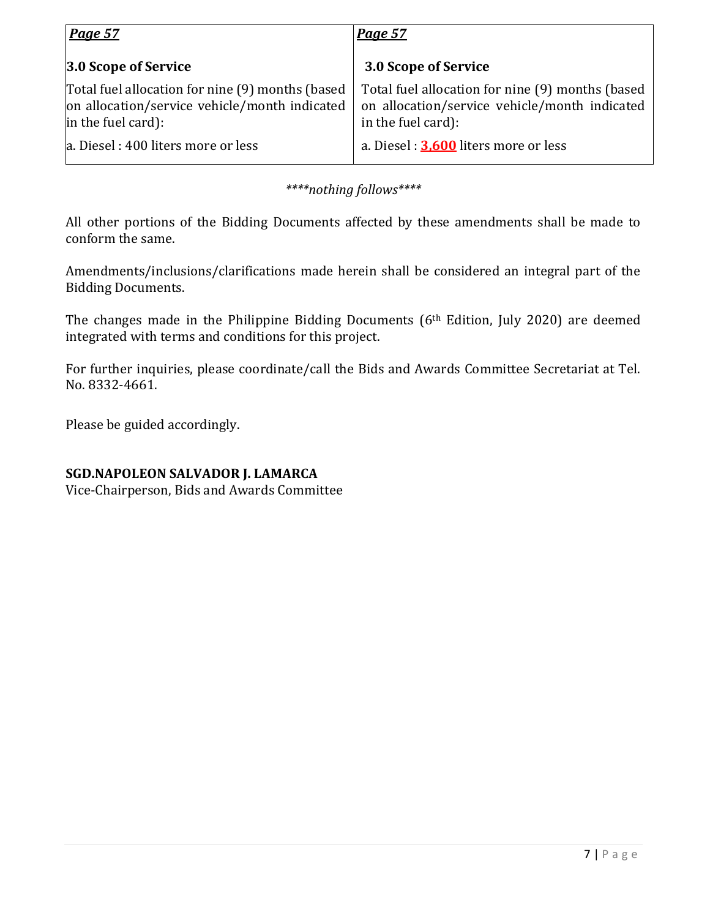| | |
|---|---|
| ***Page 57*** | ***Page 57*** |
| **3.0 Scope of Service** | **3.0 Scope of Service** |
| Total fuel allocation for nine (9) months (based on allocation/service vehicle/month indicated in the fuel card): | Total fuel allocation for nine (9) months (based on allocation/service vehicle/month indicated in the fuel card): |
| a. Diesel : 400 liters more or less | a. Diesel : **3,600** liters more or less |

*\*\*\*\*nothing follows\*\*\*\**

All other portions of the Bidding Documents affected by these amendments shall be made to conform the same.

Amendments/inclusions/clarifications made herein shall be considered an integral part of the Bidding Documents.

The changes made in the Philippine Bidding Documents (6th Edition, July 2020) are deemed integrated with terms and conditions for this project.

For further inquiries, please coordinate/call the Bids and Awards Committee Secretariat at Tel. No. 8332-4661.

Please be guided accordingly.

**SGD.NAPOLEON SALVADOR J. LAMARCA**
Vice-Chairperson, Bids and Awards Committee